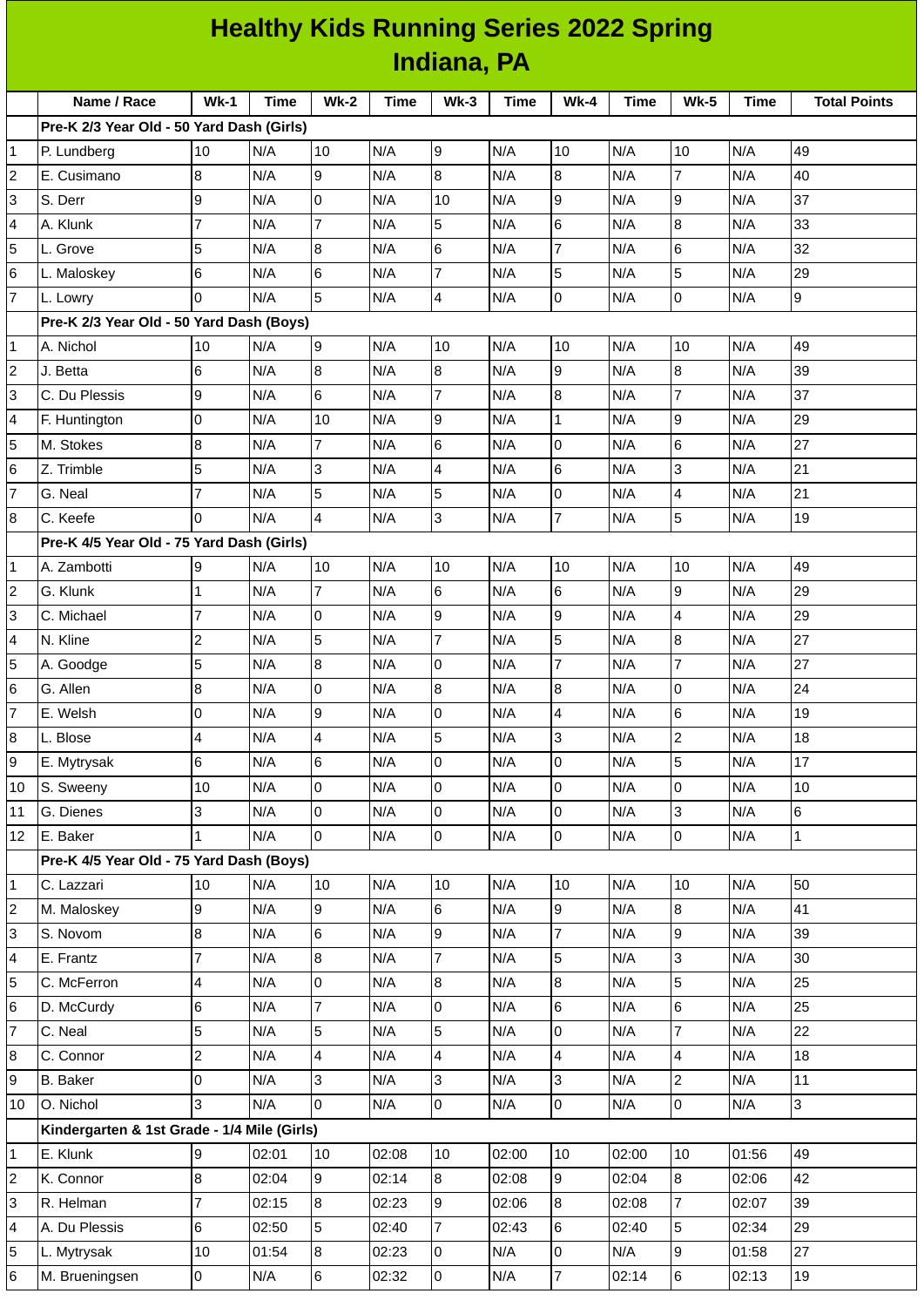# Healthy Kids Running Series 2022 Spring

## Indiana, PA

| | Name / Race | Wk-1 | Time | Wk-2 | Time | Wk-3 | Time | Wk-4 | Time | Wk-5 | Time | Total Points |
|---|---|---|---|---|---|---|---|---|---|---|---|---|
| | **Pre-K 2/3 Year Old - 50 Yard Dash (Girls)** | | | | | | | | | | | |
| 1 | P. Lundberg | 10 | N/A | 10 | N/A | 9 | N/A | 10 | N/A | 10 | N/A | 49 |
| 2 | E. Cusimano | 8 | N/A | 9 | N/A | 8 | N/A | 8 | N/A | 7 | N/A | 40 |
| 3 | S. Derr | 9 | N/A | 0 | N/A | 10 | N/A | 9 | N/A | 9 | N/A | 37 |
| 4 | A. Klunk | 7 | N/A | 7 | N/A | 5 | N/A | 6 | N/A | 8 | N/A | 33 |
| 5 | L. Grove | 5 | N/A | 8 | N/A | 6 | N/A | 7 | N/A | 6 | N/A | 32 |
| 6 | L. Maloskey | 6 | N/A | 6 | N/A | 7 | N/A | 5 | N/A | 5 | N/A | 29 |
| 7 | L. Lowry | 0 | N/A | 5 | N/A | 4 | N/A | 0 | N/A | 0 | N/A | 9 |
| | **Pre-K 2/3 Year Old - 50 Yard Dash (Boys)** | | | | | | | | | | | |
| 1 | A. Nichol | 10 | N/A | 9 | N/A | 10 | N/A | 10 | N/A | 10 | N/A | 49 |
| 2 | J. Betta | 6 | N/A | 8 | N/A | 8 | N/A | 9 | N/A | 8 | N/A | 39 |
| 3 | C. Du Plessis | 9 | N/A | 6 | N/A | 7 | N/A | 8 | N/A | 7 | N/A | 37 |
| 4 | F. Huntington | 0 | N/A | 10 | N/A | 9 | N/A | 1 | N/A | 9 | N/A | 29 |
| 5 | M. Stokes | 8 | N/A | 7 | N/A | 6 | N/A | 0 | N/A | 6 | N/A | 27 |
| 6 | Z. Trimble | 5 | N/A | 3 | N/A | 4 | N/A | 6 | N/A | 3 | N/A | 21 |
| 7 | G. Neal | 7 | N/A | 5 | N/A | 5 | N/A | 0 | N/A | 4 | N/A | 21 |
| 8 | C. Keefe | 0 | N/A | 4 | N/A | 3 | N/A | 7 | N/A | 5 | N/A | 19 |
| | **Pre-K 4/5 Year Old - 75 Yard Dash (Girls)** | | | | | | | | | | | |
| 1 | A. Zambotti | 9 | N/A | 10 | N/A | 10 | N/A | 10 | N/A | 10 | N/A | 49 |
| 2 | G. Klunk | 1 | N/A | 7 | N/A | 6 | N/A | 6 | N/A | 9 | N/A | 29 |
| 3 | C. Michael | 7 | N/A | 0 | N/A | 9 | N/A | 9 | N/A | 4 | N/A | 29 |
| 4 | N. Kline | 2 | N/A | 5 | N/A | 7 | N/A | 5 | N/A | 8 | N/A | 27 |
| 5 | A. Goodge | 5 | N/A | 8 | N/A | 0 | N/A | 7 | N/A | 7 | N/A | 27 |
| 6 | G. Allen | 8 | N/A | 0 | N/A | 8 | N/A | 8 | N/A | 0 | N/A | 24 |
| 7 | E. Welsh | 0 | N/A | 9 | N/A | 0 | N/A | 4 | N/A | 6 | N/A | 19 |
| 8 | L. Blose | 4 | N/A | 4 | N/A | 5 | N/A | 3 | N/A | 2 | N/A | 18 |
| 9 | E. Mytrysak | 6 | N/A | 6 | N/A | 0 | N/A | 0 | N/A | 5 | N/A | 17 |
| 10 | S. Sweeny | 10 | N/A | 0 | N/A | 0 | N/A | 0 | N/A | 0 | N/A | 10 |
| 11 | G. Dienes | 3 | N/A | 0 | N/A | 0 | N/A | 0 | N/A | 3 | N/A | 6 |
| 12 | E. Baker | 1 | N/A | 0 | N/A | 0 | N/A | 0 | N/A | 0 | N/A | 1 |
| | **Pre-K 4/5 Year Old - 75 Yard Dash (Boys)** | | | | | | | | | | | |
| 1 | C. Lazzari | 10 | N/A | 10 | N/A | 10 | N/A | 10 | N/A | 10 | N/A | 50 |
| 2 | M. Maloskey | 9 | N/A | 9 | N/A | 6 | N/A | 9 | N/A | 8 | N/A | 41 |
| 3 | S. Novom | 8 | N/A | 6 | N/A | 9 | N/A | 7 | N/A | 9 | N/A | 39 |
| 4 | E. Frantz | 7 | N/A | 8 | N/A | 7 | N/A | 5 | N/A | 3 | N/A | 30 |
| 5 | C. McFerron | 4 | N/A | 0 | N/A | 8 | N/A | 8 | N/A | 5 | N/A | 25 |
| 6 | D. McCurdy | 6 | N/A | 7 | N/A | 0 | N/A | 6 | N/A | 6 | N/A | 25 |
| 7 | C. Neal | 5 | N/A | 5 | N/A | 5 | N/A | 0 | N/A | 7 | N/A | 22 |
| 8 | C. Connor | 2 | N/A | 4 | N/A | 4 | N/A | 4 | N/A | 4 | N/A | 18 |
| 9 | B. Baker | 0 | N/A | 3 | N/A | 3 | N/A | 3 | N/A | 2 | N/A | 11 |
| 10 | O. Nichol | 3 | N/A | 0 | N/A | 0 | N/A | 0 | N/A | 0 | N/A | 3 |
| | **Kindergarten & 1st Grade - 1/4 Mile (Girls)** | | | | | | | | | | | |
| 1 | E. Klunk | 9 | 02:01 | 10 | 02:08 | 10 | 02:00 | 10 | 02:00 | 10 | 01:56 | 49 |
| 2 | K. Connor | 8 | 02:04 | 9 | 02:14 | 8 | 02:08 | 9 | 02:04 | 8 | 02:06 | 42 |
| 3 | R. Helman | 7 | 02:15 | 8 | 02:23 | 9 | 02:06 | 8 | 02:08 | 7 | 02:07 | 39 |
| 4 | A. Du Plessis | 6 | 02:50 | 5 | 02:40 | 7 | 02:43 | 6 | 02:40 | 5 | 02:34 | 29 |
| 5 | L. Mytrysak | 10 | 01:54 | 8 | 02:23 | 0 | N/A | 0 | N/A | 9 | 01:58 | 27 |
| 6 | M. Brueningsen | 0 | N/A | 6 | 02:32 | 0 | N/A | 7 | 02:14 | 6 | 02:13 | 19 |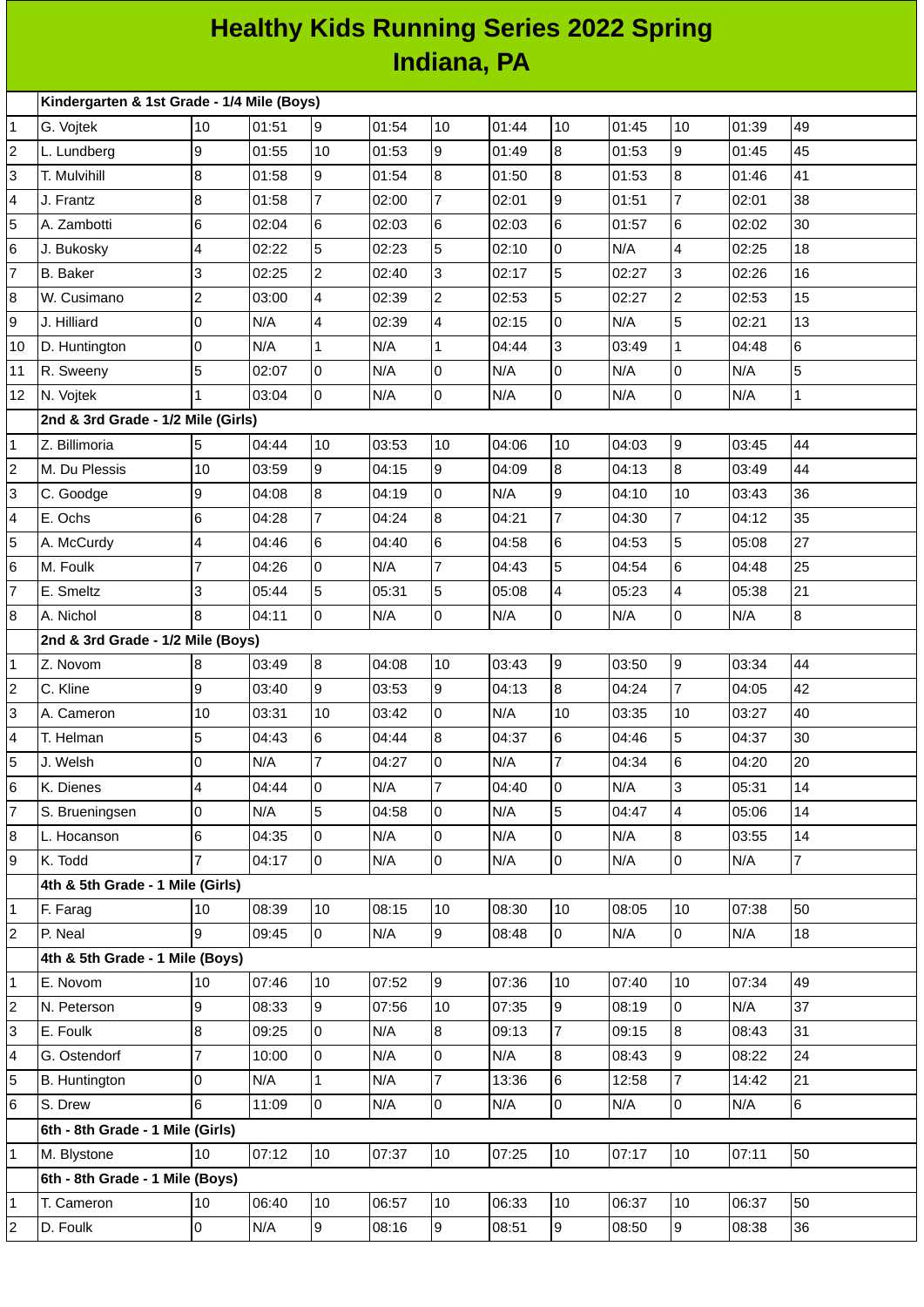# Healthy Kids Running Series 2022 Spring
## Indiana, PA

| | | | | | | | | | | | | |
|---|---|---|---|---|---|---|---|---|---|---|---|---|
| | **Kindergarten & 1st Grade - 1/4 Mile (Boys)** | | | | | | | | | | | |
| 1 | G. Vojtek | 10 | 01:51 | 9 | 01:54 | 10 | 01:44 | 10 | 01:45 | 10 | 01:39 | 49 |
| 2 | L. Lundberg | 9 | 01:55 | 10 | 01:53 | 9 | 01:49 | 8 | 01:53 | 9 | 01:45 | 45 |
| 3 | T. Mulvihill | 8 | 01:58 | 9 | 01:54 | 8 | 01:50 | 8 | 01:53 | 8 | 01:46 | 41 |
| 4 | J. Frantz | 8 | 01:58 | 7 | 02:00 | 7 | 02:01 | 9 | 01:51 | 7 | 02:01 | 38 |
| 5 | A. Zambotti | 6 | 02:04 | 6 | 02:03 | 6 | 02:03 | 6 | 01:57 | 6 | 02:02 | 30 |
| 6 | J. Bukosky | 4 | 02:22 | 5 | 02:23 | 5 | 02:10 | 0 | N/A | 4 | 02:25 | 18 |
| 7 | B. Baker | 3 | 02:25 | 2 | 02:40 | 3 | 02:17 | 5 | 02:27 | 3 | 02:26 | 16 |
| 8 | W. Cusimano | 2 | 03:00 | 4 | 02:39 | 2 | 02:53 | 5 | 02:27 | 2 | 02:53 | 15 |
| 9 | J. Hilliard | 0 | N/A | 4 | 02:39 | 4 | 02:15 | 0 | N/A | 5 | 02:21 | 13 |
| 10 | D. Huntington | 0 | N/A | 1 | N/A | 1 | 04:44 | 3 | 03:49 | 1 | 04:48 | 6 |
| 11 | R. Sweeny | 5 | 02:07 | 0 | N/A | 0 | N/A | 0 | N/A | 0 | N/A | 5 |
| 12 | N. Vojtek | 1 | 03:04 | 0 | N/A | 0 | N/A | 0 | N/A | 0 | N/A | 1 |
| | **2nd & 3rd Grade - 1/2 Mile (Girls)** | | | | | | | | | | | |
| 1 | Z. Billimoria | 5 | 04:44 | 10 | 03:53 | 10 | 04:06 | 10 | 04:03 | 9 | 03:45 | 44 |
| 2 | M. Du Plessis | 10 | 03:59 | 9 | 04:15 | 9 | 04:09 | 8 | 04:13 | 8 | 03:49 | 44 |
| 3 | C. Goodge | 9 | 04:08 | 8 | 04:19 | 0 | N/A | 9 | 04:10 | 10 | 03:43 | 36 |
| 4 | E. Ochs | 6 | 04:28 | 7 | 04:24 | 8 | 04:21 | 7 | 04:30 | 7 | 04:12 | 35 |
| 5 | A. McCurdy | 4 | 04:46 | 6 | 04:40 | 6 | 04:58 | 6 | 04:53 | 5 | 05:08 | 27 |
| 6 | M. Foulk | 7 | 04:26 | 0 | N/A | 7 | 04:43 | 5 | 04:54 | 6 | 04:48 | 25 |
| 7 | E. Smeltz | 3 | 05:44 | 5 | 05:31 | 5 | 05:08 | 4 | 05:23 | 4 | 05:38 | 21 |
| 8 | A. Nichol | 8 | 04:11 | 0 | N/A | 0 | N/A | 0 | N/A | 0 | N/A | 8 |
| | **2nd & 3rd Grade - 1/2 Mile (Boys)** | | | | | | | | | | | |
| 1 | Z. Novom | 8 | 03:49 | 8 | 04:08 | 10 | 03:43 | 9 | 03:50 | 9 | 03:34 | 44 |
| 2 | C. Kline | 9 | 03:40 | 9 | 03:53 | 9 | 04:13 | 8 | 04:24 | 7 | 04:05 | 42 |
| 3 | A. Cameron | 10 | 03:31 | 10 | 03:42 | 0 | N/A | 10 | 03:35 | 10 | 03:27 | 40 |
| 4 | T. Helman | 5 | 04:43 | 6 | 04:44 | 8 | 04:37 | 6 | 04:46 | 5 | 04:37 | 30 |
| 5 | J. Welsh | 0 | N/A | 7 | 04:27 | 0 | N/A | 7 | 04:34 | 6 | 04:20 | 20 |
| 6 | K. Dienes | 4 | 04:44 | 0 | N/A | 7 | 04:40 | 0 | N/A | 3 | 05:31 | 14 |
| 7 | S. Brueningsen | 0 | N/A | 5 | 04:58 | 0 | N/A | 5 | 04:47 | 4 | 05:06 | 14 |
| 8 | L. Hocanson | 6 | 04:35 | 0 | N/A | 0 | N/A | 0 | N/A | 8 | 03:55 | 14 |
| 9 | K. Todd | 7 | 04:17 | 0 | N/A | 0 | N/A | 0 | N/A | 0 | N/A | 7 |
| | **4th & 5th Grade - 1 Mile (Girls)** | | | | | | | | | | | |
| 1 | F. Farag | 10 | 08:39 | 10 | 08:15 | 10 | 08:30 | 10 | 08:05 | 10 | 07:38 | 50 |
| 2 | P. Neal | 9 | 09:45 | 0 | N/A | 9 | 08:48 | 0 | N/A | 0 | N/A | 18 |
| | **4th & 5th Grade - 1 Mile (Boys)** | | | | | | | | | | | |
| 1 | E. Novom | 10 | 07:46 | 10 | 07:52 | 9 | 07:36 | 10 | 07:40 | 10 | 07:34 | 49 |
| 2 | N. Peterson | 9 | 08:33 | 9 | 07:56 | 10 | 07:35 | 9 | 08:19 | 0 | N/A | 37 |
| 3 | E. Foulk | 8 | 09:25 | 0 | N/A | 8 | 09:13 | 7 | 09:15 | 8 | 08:43 | 31 |
| 4 | G. Ostendorf | 7 | 10:00 | 0 | N/A | 0 | N/A | 8 | 08:43 | 9 | 08:22 | 24 |
| 5 | B. Huntington | 0 | N/A | 1 | N/A | 7 | 13:36 | 6 | 12:58 | 7 | 14:42 | 21 |
| 6 | S. Drew | 6 | 11:09 | 0 | N/A | 0 | N/A | 0 | N/A | 0 | N/A | 6 |
| | **6th - 8th Grade - 1 Mile (Girls)** | | | | | | | | | | | |
| 1 | M. Blystone | 10 | 07:12 | 10 | 07:37 | 10 | 07:25 | 10 | 07:17 | 10 | 07:11 | 50 |
| | **6th - 8th Grade - 1 Mile (Boys)** | | | | | | | | | | | |
| 1 | T. Cameron | 10 | 06:40 | 10 | 06:57 | 10 | 06:33 | 10 | 06:37 | 10 | 06:37 | 50 |
| 2 | D. Foulk | 0 | N/A | 9 | 08:16 | 9 | 08:51 | 9 | 08:50 | 9 | 08:38 | 36 |